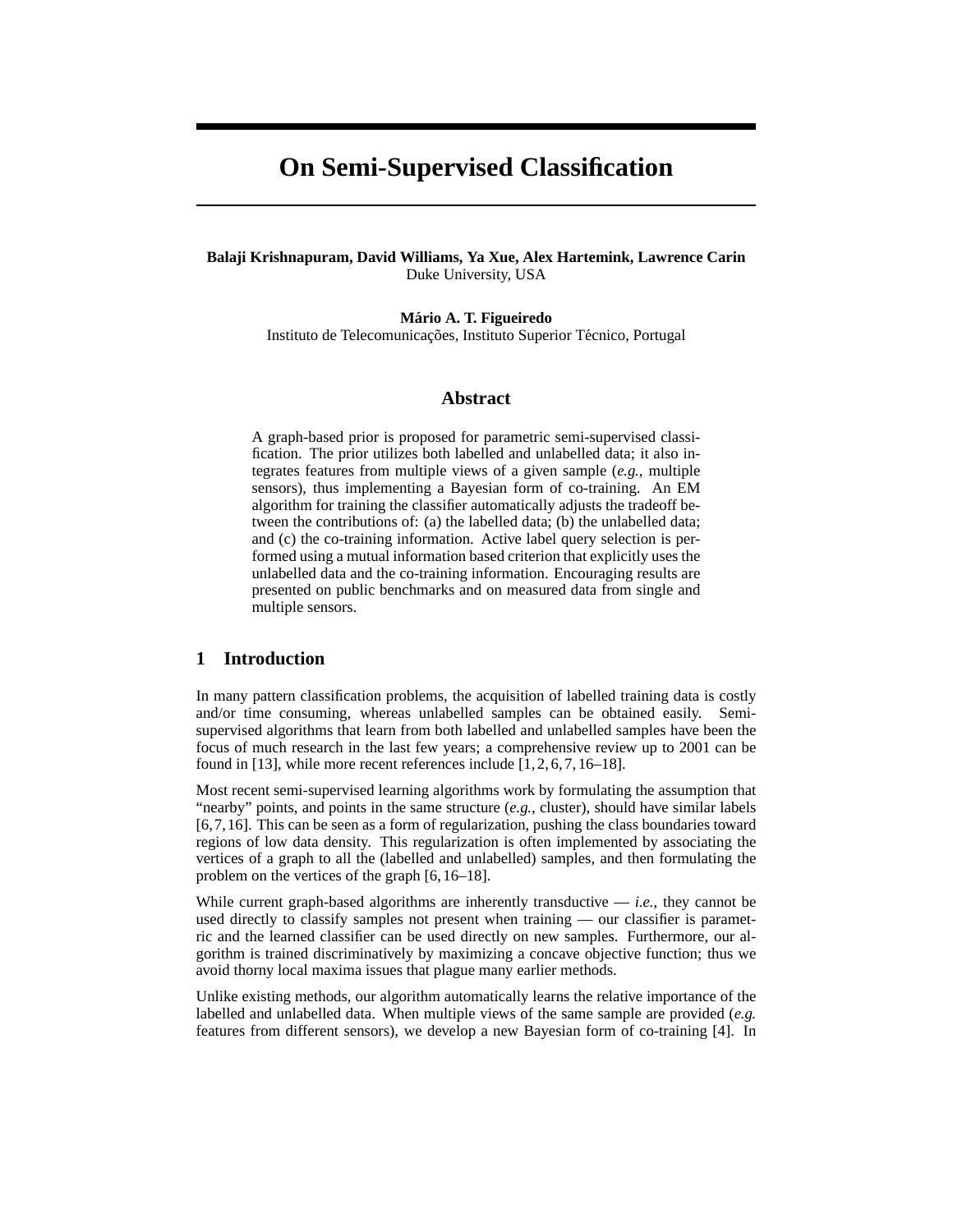# On Semi-Supervised Classification

**Balaji Krishnapuram, David Williams, Ya Xue, Alex Hartemink, Lawrence Carin**
Duke University, USA

**Mário A. T. Figueiredo**
Instituto de Telecomunicações, Instituto Superior Técnico, Portugal

## Abstract

A graph-based prior is proposed for parametric semi-supervised classification. The prior utilizes both labelled and unlabelled data; it also integrates features from multiple views of a given sample (*e.g.*, multiple sensors), thus implementing a Bayesian form of co-training. An EM algorithm for training the classifier automatically adjusts the tradeoff between the contributions of: (a) the labelled data; (b) the unlabelled data; and (c) the co-training information. Active label query selection is performed using a mutual information based criterion that explicitly uses the unlabelled data and the co-training information. Encouraging results are presented on public benchmarks and on measured data from single and multiple sensors.

## 1 Introduction

In many pattern classification problems, the acquisition of labelled training data is costly and/or time consuming, whereas unlabelled samples can be obtained easily. Semi-supervised algorithms that learn from both labelled and unlabelled samples have been the focus of much research in the last few years; a comprehensive review up to 2001 can be found in [13], while more recent references include [1, 2, 6, 7, 16–18].

Most recent semi-supervised learning algorithms work by formulating the assumption that "nearby" points, and points in the same structure (*e.g.*, cluster), should have similar labels [6, 7, 16]. This can be seen as a form of regularization, pushing the class boundaries toward regions of low data density. This regularization is often implemented by associating the vertices of a graph to all the (labelled and unlabelled) samples, and then formulating the problem on the vertices of the graph [6, 16–18].

While current graph-based algorithms are inherently transductive — *i.e.*, they cannot be used directly to classify samples not present when training — our classifier is parametric and the learned classifier can be used directly on new samples. Furthermore, our algorithm is trained discriminatively by maximizing a concave objective function; thus we avoid thorny local maxima issues that plague many earlier methods.

Unlike existing methods, our algorithm automatically learns the relative importance of the labelled and unlabelled data. When multiple views of the same sample are provided (*e.g.* features from different sensors), we develop a new Bayesian form of co-training [4]. In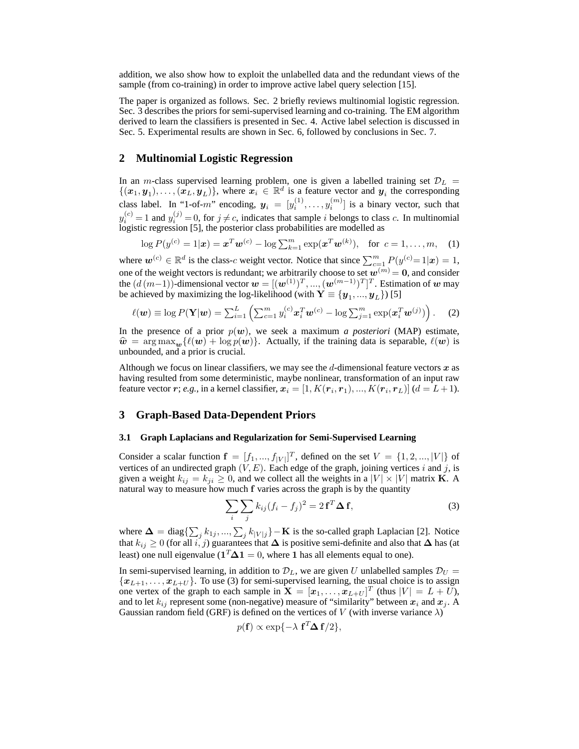addition, we also show how to exploit the unlabelled data and the redundant views of the sample (from co-training) in order to improve active label query selection [15].

The paper is organized as follows. Sec. 2 briefly reviews multinomial logistic regression. Sec. 3 describes the priors for semi-supervised learning and co-training. The EM algorithm derived to learn the classifiers is presented in Sec. 4. Active label selection is discussed in Sec. 5. Experimental results are shown in Sec. 6, followed by conclusions in Sec. 7.

## 2 Multinomial Logistic Regression

In an $m$-class supervised learning problem, one is given a labelled training set $\mathcal{D}_L = \{(\boldsymbol{x}_1, \boldsymbol{y}_1), \ldots, (\boldsymbol{x}_L, \boldsymbol{y}_L)\}$, where $\boldsymbol{x}_i \in \mathbb{R}^d$ is a feature vector and $\boldsymbol{y}_i$ the corresponding class label. In "1-of-$m$" encoding, $\boldsymbol{y}_i = [y_i^{(1)}, \ldots, y_i^{(m)}]$ is a binary vector, such that $y_i^{(c)} = 1$ and $y_i^{(j)} = 0$, for $j \neq c$, indicates that sample $i$ belongs to class $c$. In multinomial logistic regression [5], the posterior class probabilities are modelled as

$$\log P(y^{(c)} = 1|\boldsymbol{x}) = \boldsymbol{x}^T \boldsymbol{w}^{(c)} - \log \textstyle\sum_{k=1}^m \exp(\boldsymbol{x}^T \boldsymbol{w}^{(k)}), \quad \text{for } c = 1, \ldots, m, \tag{1}$$

where $\boldsymbol{w}^{(c)} \in \mathbb{R}^d$ is the class-$c$ weight vector. Notice that since $\sum_{c=1}^m P(y^{(c)}\!=\!1|\boldsymbol{x}) = 1$, one of the weight vectors is redundant; we arbitrarily choose to set $\boldsymbol{w}^{(m)} = \boldsymbol{0}$, and consider the $(d\,(m-1))$-dimensional vector $\boldsymbol{w} = [(\boldsymbol{w}^{(1)})^T, ..., (\boldsymbol{w}^{(m-1)})^T]^T$. Estimation of $\boldsymbol{w}$ may be achieved by maximizing the log-likelihood (with $\mathbf{Y} \equiv \{\boldsymbol{y}_1, ..., \boldsymbol{y}_L\}$) [5]

$$\ell(\boldsymbol{w}) \equiv \log P(\mathbf{Y}|\boldsymbol{w}) = \textstyle\sum_{i=1}^L \left( \sum_{c=1}^m y_i^{(c)} \boldsymbol{x}_i^T \boldsymbol{w}^{(c)} - \log \sum_{j=1}^m \exp(\boldsymbol{x}_i^T \boldsymbol{w}^{(j)}) \right). \tag{2}$$

In the presence of a prior $p(\boldsymbol{w})$, we seek a maximum *a posteriori* (MAP) estimate, $\widehat{\boldsymbol{w}} = \arg\max_{\boldsymbol{w}} \{\ell(\boldsymbol{w}) + \log p(\boldsymbol{w})\}$. Actually, if the training data is separable, $\ell(\boldsymbol{w})$ is unbounded, and a prior is crucial.

Although we focus on linear classifiers, we may see the $d$-dimensional feature vectors $\boldsymbol{x}$ as having resulted from some deterministic, maybe nonlinear, transformation of an input raw feature vector $\boldsymbol{r}$; *e.g.*, in a kernel classifier, $\boldsymbol{x}_i = [1, K(\boldsymbol{r}_i, \boldsymbol{r}_1), ..., K(\boldsymbol{r}_i, \boldsymbol{r}_L)]$ ($d = L + 1$).

## 3 Graph-Based Data-Dependent Priors

### 3.1 Graph Laplacians and Regularization for Semi-Supervised Learning

Consider a scalar function $\mathbf{f} = [f_1, ..., f_{|V|}]^T$, defined on the set $V = \{1, 2, ..., |V|\}$ of vertices of an undirected graph $(V, E)$. Each edge of the graph, joining vertices $i$ and $j$, is given a weight $k_{ij} = k_{ji} \geq 0$, and we collect all the weights in a $|V| \times |V|$ matrix $\mathbf{K}$. A natural way to measure how much $\mathbf{f}$ varies across the graph is by the quantity

$$\sum_i \sum_j k_{ij}(f_i - f_j)^2 = 2\, \mathbf{f}^T \boldsymbol{\Delta}\, \mathbf{f}, \tag{3}$$

where $\boldsymbol{\Delta} = \text{diag}\{\sum_j k_{1j}, ..., \sum_j k_{|V|j}\} - \mathbf{K}$ is the so-called graph Laplacian [2]. Notice that $k_{ij} \geq 0$ (for all $i, j$) guarantees that $\boldsymbol{\Delta}$ is positive semi-definite and also that $\boldsymbol{\Delta}$ has (at least) one null eigenvalue ($\mathbf{1}^T \boldsymbol{\Delta} \mathbf{1} = 0$, where $\mathbf{1}$ has all elements equal to one).

In semi-supervised learning, in addition to $\mathcal{D}_L$, we are given $U$ unlabelled samples $\mathcal{D}_U = \{\boldsymbol{x}_{L+1}, \ldots, \boldsymbol{x}_{L+U}\}$. To use (3) for semi-supervised learning, the usual choice is to assign one vertex of the graph to each sample in $\mathbf{X} = [\boldsymbol{x}_1, \ldots, \boldsymbol{x}_{L+U}]^T$ (thus $|V| = L + U$), and to let $k_{ij}$ represent some (non-negative) measure of "similarity" between $\boldsymbol{x}_i$ and $\boldsymbol{x}_j$. A Gaussian random field (GRF) is defined on the vertices of $V$ (with inverse variance $\lambda$)

$$p(\mathbf{f}) \propto \exp\{-\lambda\; \mathbf{f}^T \boldsymbol{\Delta}\, \mathbf{f}/2\},$$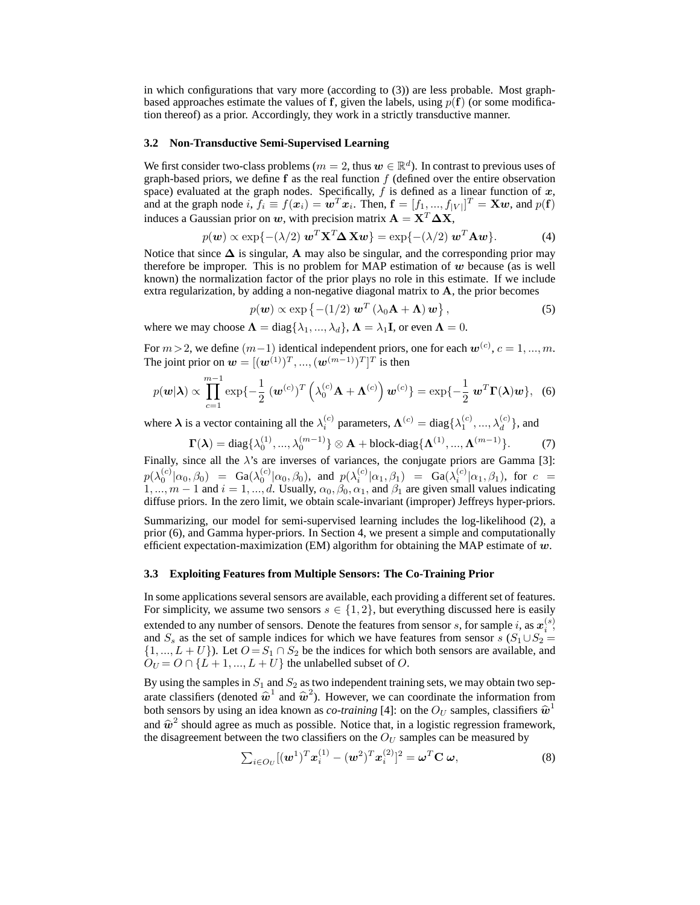in which configurations that vary more (according to (3)) are less probable. Most graph-based approaches estimate the values of $\mathbf{f}$, given the labels, using $p(\mathbf{f})$ (or some modification thereof) as a prior. Accordingly, they work in a strictly transductive manner.

### 3.2 Non-Transductive Semi-Supervised Learning

We first consider two-class problems ($m = 2$, thus $\boldsymbol{w} \in \mathbb{R}^d$). In contrast to previous uses of graph-based priors, we define $\mathbf{f}$ as the real function $f$ (defined over the entire observation space) evaluated at the graph nodes. Specifically, $f$ is defined as a linear function of $\boldsymbol{x}$, and at the graph node $i$, $f_i \equiv f(\boldsymbol{x}_i) = \boldsymbol{w}^T \boldsymbol{x}_i$. Then, $\mathbf{f} = [f_1, ..., f_{|V|}]^T = \mathbf{X}\boldsymbol{w}$, and $p(\mathbf{f})$ induces a Gaussian prior on $\boldsymbol{w}$, with precision matrix $\mathbf{A} = \mathbf{X}^T \boldsymbol{\Delta} \mathbf{X}$,

$$p(\boldsymbol{w}) \propto \exp\{-(\lambda/2)\ \boldsymbol{w}^T \mathbf{X}^T \boldsymbol{\Delta}\, \mathbf{X} \boldsymbol{w}\} = \exp\{-(\lambda/2)\ \boldsymbol{w}^T \mathbf{A} \boldsymbol{w}\}. \tag{4}$$

Notice that since $\boldsymbol{\Delta}$ is singular, $\mathbf{A}$ may also be singular, and the corresponding prior may therefore be improper. This is no problem for MAP estimation of $\boldsymbol{w}$ because (as is well known) the normalization factor of the prior plays no role in this estimate. If we include extra regularization, by adding a non-negative diagonal matrix to $\mathbf{A}$, the prior becomes

$$p(\boldsymbol{w}) \propto \exp\left\{-(1/2)\ \boldsymbol{w}^T \left(\lambda_0 \mathbf{A} + \boldsymbol{\Lambda}\right) \boldsymbol{w}\right\}, \tag{5}$$

where we may choose $\boldsymbol{\Lambda} = \text{diag}\{\lambda_1, ..., \lambda_d\}$, $\boldsymbol{\Lambda} = \lambda_1 \mathbf{I}$, or even $\boldsymbol{\Lambda} = 0$.

For $m > 2$, we define $(m-1)$ identical independent priors, one for each $\boldsymbol{w}^{(c)}$, $c = 1, ..., m$. The joint prior on $\boldsymbol{w} = [(\boldsymbol{w}^{(1)})^T, ..., (\boldsymbol{w}^{(m-1)})^T]^T$ is then

$$p(\boldsymbol{w}|\boldsymbol{\lambda}) \propto \prod_{c=1}^{m-1} \exp\{-\frac{1}{2}\ (\boldsymbol{w}^{(c)})^T \left(\lambda_0^{(c)} \mathbf{A} + \boldsymbol{\Lambda}^{(c)}\right) \boldsymbol{w}^{(c)}\} = \exp\{-\frac{1}{2}\ \boldsymbol{w}^T \boldsymbol{\Gamma}(\boldsymbol{\lambda}) \boldsymbol{w}\}, \tag{6}$$

where $\boldsymbol{\lambda}$ is a vector containing all the $\lambda_i^{(c)}$ parameters, $\boldsymbol{\Lambda}^{(c)} = \text{diag}\{\lambda_1^{(c)}, ..., \lambda_d^{(c)}\}$, and

$$\boldsymbol{\Gamma}(\boldsymbol{\lambda}) = \text{diag}\{\lambda_0^{(1)}, ..., \lambda_0^{(m-1)}\} \otimes \mathbf{A} + \text{block-diag}\{\boldsymbol{\Lambda}^{(1)}, ..., \boldsymbol{\Lambda}^{(m-1)}\}. \tag{7}$$

Finally, since all the $\lambda$'s are inverses of variances, the conjugate priors are Gamma [3]: $p(\lambda_0^{(c)}|\alpha_0, \beta_0) = \text{Ga}(\lambda_0^{(c)}|\alpha_0, \beta_0)$, and $p(\lambda_i^{(c)}|\alpha_1, \beta_1) = \text{Ga}(\lambda_i^{(c)}|\alpha_1, \beta_1)$, for $c = 1, ..., m-1$ and $i = 1, ..., d$. Usually, $\alpha_0, \beta_0, \alpha_1$, and $\beta_1$ are given small values indicating diffuse priors. In the zero limit, we obtain scale-invariant (improper) Jeffreys hyper-priors.

Summarizing, our model for semi-supervised learning includes the log-likelihood (2), a prior (6), and Gamma hyper-priors. In Section 4, we present a simple and computationally efficient expectation-maximization (EM) algorithm for obtaining the MAP estimate of $\boldsymbol{w}$.

### 3.3 Exploiting Features from Multiple Sensors: The Co-Training Prior

In some applications several sensors are available, each providing a different set of features. For simplicity, we assume two sensors $s \in \{1, 2\}$, but everything discussed here is easily extended to any number of sensors. Denote the features from sensor $s$, for sample $i$, as $\boldsymbol{x}_i^{(s)}$, and $S_s$ as the set of sample indices for which we have features from sensor $s$ ($S_1 \cup S_2 = \{1, ..., L+U\}$). Let $O = S_1 \cap S_2$ be the indices for which both sensors are available, and $O_U = O \cap \{L+1, ..., L+U\}$ the unlabelled subset of $O$.

By using the samples in $S_1$ and $S_2$ as two independent training sets, we may obtain two separate classifiers (denoted $\widehat{\boldsymbol{w}}^1$ and $\widehat{\boldsymbol{w}}^2$). However, we can coordinate the information from both sensors by using an idea known as *co-training* [4]: on the $O_U$ samples, classifiers $\widehat{\boldsymbol{w}}^1$ and $\widehat{\boldsymbol{w}}^2$ should agree as much as possible. Notice that, in a logistic regression framework, the disagreement between the two classifiers on the $O_U$ samples can be measured by

$$\textstyle\sum_{i \in O_U} [(\boldsymbol{w}^1)^T \boldsymbol{x}_i^{(1)} - (\boldsymbol{w}^2)^T \boldsymbol{x}_i^{(2)}]^2 = \boldsymbol{\omega}^T \mathbf{C}\ \boldsymbol{\omega}, \tag{8}$$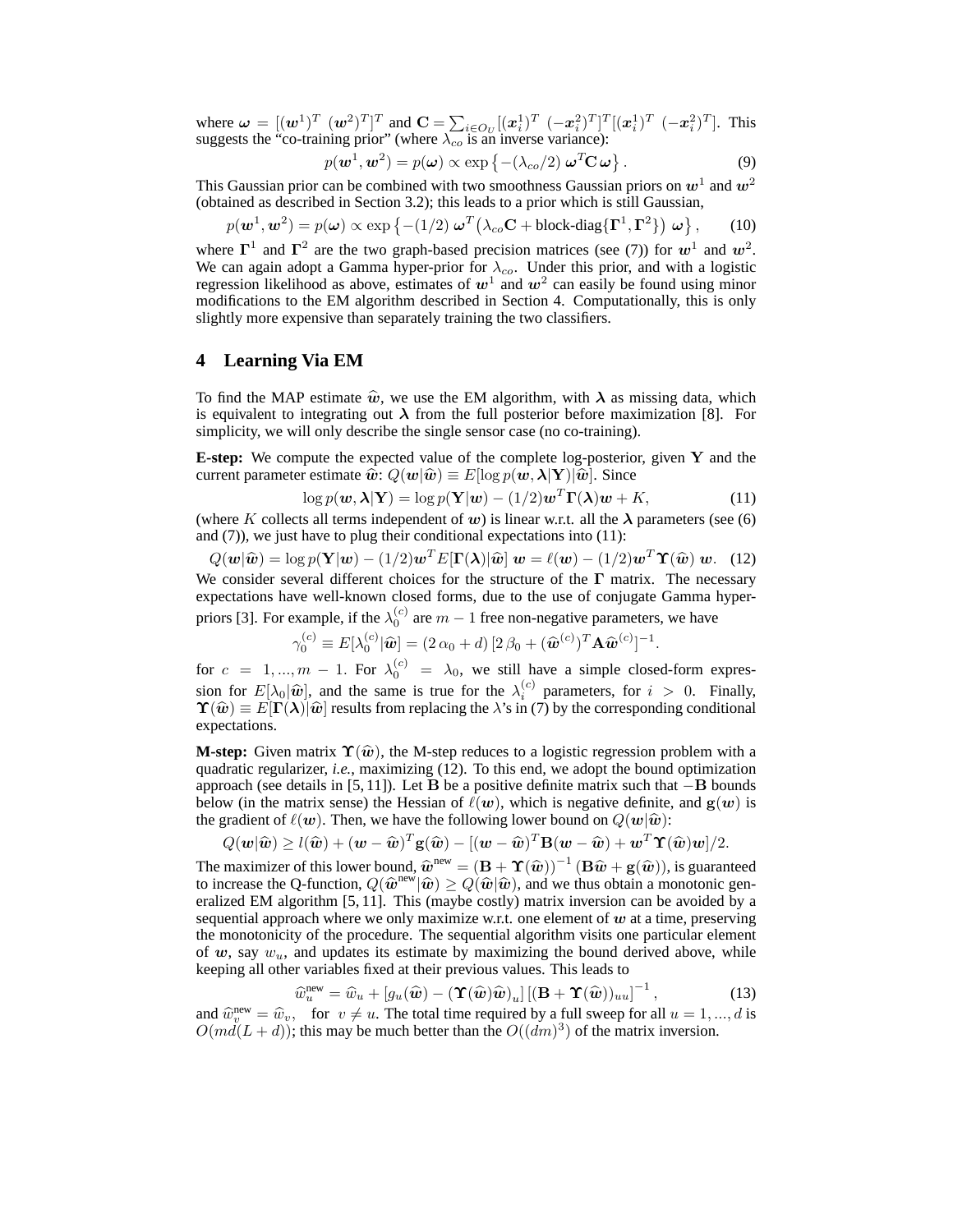where $\boldsymbol{\omega} = [(\boldsymbol{w}^1)^T \ (\boldsymbol{w}^2)^T]^T$ and $\mathbf{C} = \sum_{i \in O_U} [(\boldsymbol{x}_i^1)^T \ (-\boldsymbol{x}_i^2)^T]^T [(\boldsymbol{x}_i^1)^T \ (-\boldsymbol{x}_i^2)^T]$. This suggests the "co-training prior" (where $\lambda_{co}$ is an inverse variance):

$$p(\boldsymbol{w}^1, \boldsymbol{w}^2) = p(\boldsymbol{\omega}) \propto \exp\left\{-(\lambda_{co}/2)\ \boldsymbol{\omega}^T \mathbf{C}\, \boldsymbol{\omega}\right\}. \tag{9}$$

This Gaussian prior can be combined with two smoothness Gaussian priors on $\boldsymbol{w}^1$ and $\boldsymbol{w}^2$ (obtained as described in Section 3.2); this leads to a prior which is still Gaussian,

$$p(\boldsymbol{w}^1, \boldsymbol{w}^2) = p(\boldsymbol{\omega}) \propto \exp\left\{-(1/2)\ \boldsymbol{\omega}^T \left(\lambda_{co}\mathbf{C} + \text{block-diag}\{\boldsymbol{\Gamma}^1, \boldsymbol{\Gamma}^2\}\right)\ \boldsymbol{\omega}\right\}, \tag{10}$$

where $\boldsymbol{\Gamma}^1$ and $\boldsymbol{\Gamma}^2$ are the two graph-based precision matrices (see (7)) for $\boldsymbol{w}^1$ and $\boldsymbol{w}^2$. We can again adopt a Gamma hyper-prior for $\lambda_{co}$. Under this prior, and with a logistic regression likelihood as above, estimates of $\boldsymbol{w}^1$ and $\boldsymbol{w}^2$ can easily be found using minor modifications to the EM algorithm described in Section 4. Computationally, this is only slightly more expensive than separately training the two classifiers.

## 4 Learning Via EM

To find the MAP estimate $\widehat{\boldsymbol{w}}$, we use the EM algorithm, with $\boldsymbol{\lambda}$ as missing data, which is equivalent to integrating out $\boldsymbol{\lambda}$ from the full posterior before maximization [8]. For simplicity, we will only describe the single sensor case (no co-training).

**E-step:** We compute the expected value of the complete log-posterior, given $\mathbf{Y}$ and the current parameter estimate $\widehat{\boldsymbol{w}}$: $Q(\boldsymbol{w}|\widehat{\boldsymbol{w}}) \equiv E[\log p(\boldsymbol{w}, \boldsymbol{\lambda}|\mathbf{Y})|\widehat{\boldsymbol{w}}]$. Since

$$\log p(\boldsymbol{w}, \boldsymbol{\lambda}|\mathbf{Y}) = \log p(\mathbf{Y}|\boldsymbol{w}) - (1/2)\boldsymbol{w}^T \boldsymbol{\Gamma}(\boldsymbol{\lambda})\boldsymbol{w} + K, \tag{11}$$

(where $K$ collects all terms independent of $\boldsymbol{w}$) is linear w.r.t. all the $\boldsymbol{\lambda}$ parameters (see (6) and (7)), we just have to plug their conditional expectations into (11):

$$Q(\boldsymbol{w}|\widehat{\boldsymbol{w}}) = \log p(\mathbf{Y}|\boldsymbol{w}) - (1/2)\boldsymbol{w}^T E[\boldsymbol{\Gamma}(\boldsymbol{\lambda})|\widehat{\boldsymbol{w}}]\ \boldsymbol{w} = \ell(\boldsymbol{w}) - (1/2)\boldsymbol{w}^T \boldsymbol{\Upsilon}(\widehat{\boldsymbol{w}})\ \boldsymbol{w}. \tag{12}$$

We consider several different choices for the structure of the $\boldsymbol{\Gamma}$ matrix. The necessary expectations have well-known closed forms, due to the use of conjugate Gamma hyper-priors [3]. For example, if the $\lambda_0^{(c)}$ are $m-1$ free non-negative parameters, we have

$$\gamma_0^{(c)} \equiv E[\lambda_0^{(c)}|\widehat{\boldsymbol{w}}] = (2\,\alpha_0 + d)\,[2\,\beta_0 + (\widehat{\boldsymbol{w}}^{(c)})^T \mathbf{A} \widehat{\boldsymbol{w}}^{(c)}]^{-1}.$$

for $c = 1, ..., m-1$. For $\lambda_0^{(c)} = \lambda_0$, we still have a simple closed-form expression for $E[\lambda_0|\widehat{\boldsymbol{w}}]$, and the same is true for the $\lambda_i^{(c)}$ parameters, for $i > 0$. Finally, $\boldsymbol{\Upsilon}(\widehat{\boldsymbol{w}}) \equiv E[\boldsymbol{\Gamma}(\boldsymbol{\lambda})|\widehat{\boldsymbol{w}}]$ results from replacing the $\lambda$'s in (7) by the corresponding conditional expectations.

**M-step:** Given matrix $\boldsymbol{\Upsilon}(\widehat{\boldsymbol{w}})$, the M-step reduces to a logistic regression problem with a quadratic regularizer, *i.e.*, maximizing (12). To this end, we adopt the bound optimization approach (see details in [5, 11]). Let $\mathbf{B}$ be a positive definite matrix such that $-\mathbf{B}$ bounds below (in the matrix sense) the Hessian of $\ell(\boldsymbol{w})$, which is negative definite, and $\mathbf{g}(\boldsymbol{w})$ is the gradient of $\ell(\boldsymbol{w})$. Then, we have the following lower bound on $Q(\boldsymbol{w}|\widehat{\boldsymbol{w}})$:

$$Q(\boldsymbol{w}|\widehat{\boldsymbol{w}}) \geq l(\widehat{\boldsymbol{w}}) + (\boldsymbol{w} - \widehat{\boldsymbol{w}})^T \mathbf{g}(\widehat{\boldsymbol{w}}) - [(\boldsymbol{w} - \widehat{\boldsymbol{w}})^T \mathbf{B}(\boldsymbol{w} - \widehat{\boldsymbol{w}}) + \boldsymbol{w}^T \boldsymbol{\Upsilon}(\widehat{\boldsymbol{w}})\boldsymbol{w}]/2.$$

The maximizer of this lower bound, $\widehat{\boldsymbol{w}}^{\text{new}} = (\mathbf{B} + \boldsymbol{\Upsilon}(\widehat{\boldsymbol{w}}))^{-1} (\mathbf{B}\widehat{\boldsymbol{w}} + \mathbf{g}(\widehat{\boldsymbol{w}}))$, is guaranteed to increase the Q-function, $Q(\widehat{\boldsymbol{w}}^{\text{new}}|\widehat{\boldsymbol{w}}) \geq Q(\widehat{\boldsymbol{w}}|\widehat{\boldsymbol{w}})$, and we thus obtain a monotonic generalized EM algorithm [5, 11]. This (maybe costly) matrix inversion can be avoided by a sequential approach where we only maximize w.r.t. one element of $\boldsymbol{w}$ at a time, preserving the monotonicity of the procedure. The sequential algorithm visits one particular element of $\boldsymbol{w}$, say $w_u$, and updates its estimate by maximizing the bound derived above, while keeping all other variables fixed at their previous values. This leads to

$$\widehat{w}_u^{\text{new}} = \widehat{w}_u + [g_u(\widehat{\boldsymbol{w}}) - (\boldsymbol{\Upsilon}(\widehat{\boldsymbol{w}})\widehat{\boldsymbol{w}})_u]\,[(\mathbf{B} + \boldsymbol{\Upsilon}(\widehat{\boldsymbol{w}}))_{uu}]^{-1}, \tag{13}$$

and $\widehat{w}_v^{\text{new}} = \widehat{w}_v$, for $v \neq u$. The total time required by a full sweep for all $u = 1, ..., d$ is $O(md(L+d))$; this may be much better than the $O((dm)^3)$ of the matrix inversion.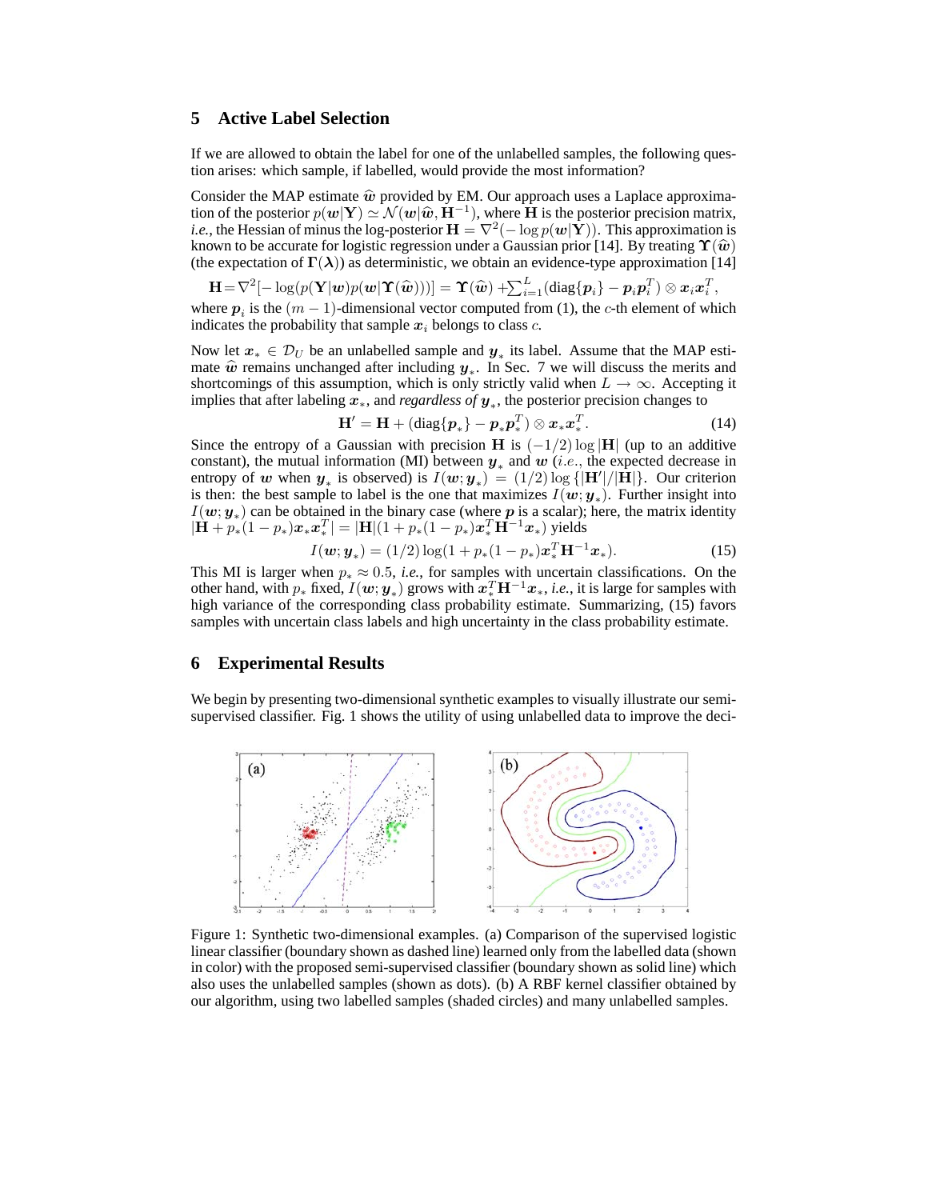## 5 Active Label Selection

If we are allowed to obtain the label for one of the unlabelled samples, the following question arises: which sample, if labelled, would provide the most information?

Consider the MAP estimate $\widehat{\boldsymbol{w}}$ provided by EM. Our approach uses a Laplace approximation of the posterior $p(\boldsymbol{w}|\mathbf{Y}) \simeq \mathcal{N}(\boldsymbol{w}|\widehat{\boldsymbol{w}}, \mathbf{H}^{-1})$, where $\mathbf{H}$ is the posterior precision matrix, *i.e.*, the Hessian of minus the log-posterior $\mathbf{H} = \nabla^2(-\log p(\boldsymbol{w}|\mathbf{Y}))$. This approximation is known to be accurate for logistic regression under a Gaussian prior [14]. By treating $\boldsymbol{\Upsilon}(\widehat{\boldsymbol{w}})$ (the expectation of $\boldsymbol{\Gamma}(\boldsymbol{\lambda})$) as deterministic, we obtain an evidence-type approximation [14]

$$\mathbf{H} = \nabla^2[-\log(p(\mathbf{Y}|\boldsymbol{w})p(\boldsymbol{w}|\boldsymbol{\Upsilon}(\widehat{\boldsymbol{w}})))] = \boldsymbol{\Upsilon}(\widehat{\boldsymbol{w}}) + \sum_{i=1}^{L}(\text{diag}\{\boldsymbol{p}_i\} - \boldsymbol{p}_i\boldsymbol{p}_i^T) \otimes \boldsymbol{x}_i\boldsymbol{x}_i^T,$$

where $\boldsymbol{p}_i$ is the $(m-1)$-dimensional vector computed from (1), the $c$-th element of which indicates the probability that sample $\boldsymbol{x}_i$ belongs to class $c$.

Now let $\boldsymbol{x}_* \in \mathcal{D}_U$ be an unlabelled sample and $\boldsymbol{y}_*$ its label. Assume that the MAP estimate $\widehat{\boldsymbol{w}}$ remains unchanged after including $\boldsymbol{y}_*$. In Sec. 7 we will discuss the merits and shortcomings of this assumption, which is only strictly valid when $L \to \infty$. Accepting it implies that after labeling $\boldsymbol{x}_*$, and *regardless of* $\boldsymbol{y}_*$, the posterior precision changes to

$$\mathbf{H}' = \mathbf{H} + (\text{diag}\{\boldsymbol{p}_*\} - \boldsymbol{p}_*\boldsymbol{p}_*^T) \otimes \boldsymbol{x}_*\boldsymbol{x}_*^T. \tag{14}$$

Since the entropy of a Gaussian with precision $\mathbf{H}$ is $(-1/2)\log|\mathbf{H}|$ (up to an additive constant), the mutual information (MI) between $\boldsymbol{y}_*$ and $\boldsymbol{w}$ (*i.e.*, the expected decrease in entropy of $\boldsymbol{w}$ when $\boldsymbol{y}_*$ is observed) is $I(\boldsymbol{w};\boldsymbol{y}_*) = (1/2)\log\{|\mathbf{H}'|/|\mathbf{H}|\}$. Our criterion is then: the best sample to label is the one that maximizes $I(\boldsymbol{w};\boldsymbol{y}_*)$. Further insight into $I(\boldsymbol{w};\boldsymbol{y}_*)$ can be obtained in the binary case (where $\boldsymbol{p}$ is a scalar); here, the matrix identity $|\mathbf{H} + p_*(1-p_*)\boldsymbol{x}_*\boldsymbol{x}_*^T| = |\mathbf{H}|(1 + p_*(1-p_*)\boldsymbol{x}_*^T\mathbf{H}^{-1}\boldsymbol{x}_*)$ yields

$$I(\boldsymbol{w};\boldsymbol{y}_*) = (1/2)\log(1 + p_*(1-p_*)\boldsymbol{x}_*^T\mathbf{H}^{-1}\boldsymbol{x}_*). \tag{15}$$

This MI is larger when $p_* \approx 0.5$, *i.e.*, for samples with uncertain classifications. On the other hand, with $p_*$ fixed, $I(\boldsymbol{w};\boldsymbol{y}_*)$ grows with $\boldsymbol{x}_*^T\mathbf{H}^{-1}\boldsymbol{x}_*$, *i.e.*, it is large for samples with high variance of the corresponding class probability estimate. Summarizing, (15) favors samples with uncertain class labels and high uncertainty in the class probability estimate.

## 6 Experimental Results

We begin by presenting two-dimensional synthetic examples to visually illustrate our semi-supervised classifier. Fig. 1 shows the utility of using unlabelled data to improve the deci-

Figure 1: Synthetic two-dimensional examples. (a) Comparison of the supervised logistic linear classifier (boundary shown as dashed line) learned only from the labelled data (shown in color) with the proposed semi-supervised classifier (boundary shown as solid line) which also uses the unlabelled samples (shown as dots). (b) A RBF kernel classifier obtained by our algorithm, using two labelled samples (shaded circles) and many unlabelled samples.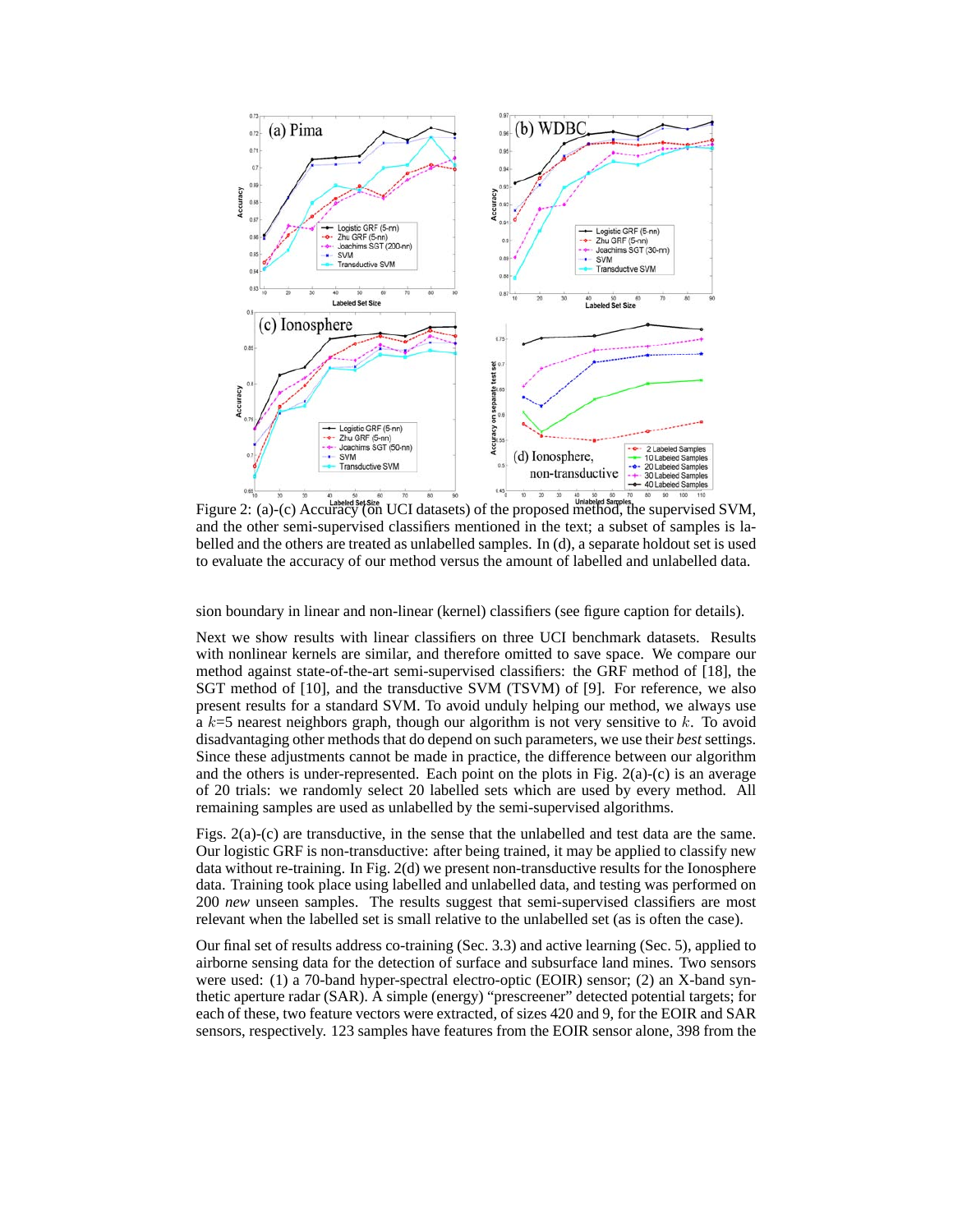Figure 2: (a)-(c) Accuracy (on UCI datasets) of the proposed method, the supervised SVM, and the other semi-supervised classifiers mentioned in the text; a subset of samples is labelled and the others are treated as unlabelled samples. In (d), a separate holdout set is used to evaluate the accuracy of our method versus the amount of labelled and unlabelled data.

sion boundary in linear and non-linear (kernel) classifiers (see figure caption for details).

Next we show results with linear classifiers on three UCI benchmark datasets. Results with nonlinear kernels are similar, and therefore omitted to save space. We compare our method against state-of-the-art semi-supervised classifiers: the GRF method of [18], the SGT method of [10], and the transductive SVM (TSVM) of [9]. For reference, we also present results for a standard SVM. To avoid unduly helping our method, we always use a $k$=5 nearest neighbors graph, though our algorithm is not very sensitive to $k$. To avoid disadvantaging other methods that do depend on such parameters, we use their *best* settings. Since these adjustments cannot be made in practice, the difference between our algorithm and the others is under-represented. Each point on the plots in Fig. 2(a)-(c) is an average of 20 trials: we randomly select 20 labelled sets which are used by every method. All remaining samples are used as unlabelled by the semi-supervised algorithms.

Figs. 2(a)-(c) are transductive, in the sense that the unlabelled and test data are the same. Our logistic GRF is non-transductive: after being trained, it may be applied to classify new data without re-training. In Fig. 2(d) we present non-transductive results for the Ionosphere data. Training took place using labelled and unlabelled data, and testing was performed on 200 *new* unseen samples. The results suggest that semi-supervised classifiers are most relevant when the labelled set is small relative to the unlabelled set (as is often the case).

Our final set of results address co-training (Sec. 3.3) and active learning (Sec. 5), applied to airborne sensing data for the detection of surface and subsurface land mines. Two sensors were used: (1) a 70-band hyper-spectral electro-optic (EOIR) sensor; (2) an X-band synthetic aperture radar (SAR). A simple (energy) “prescreener” detected potential targets; for each of these, two feature vectors were extracted, of sizes 420 and 9, for the EOIR and SAR sensors, respectively. 123 samples have features from the EOIR sensor alone, 398 from the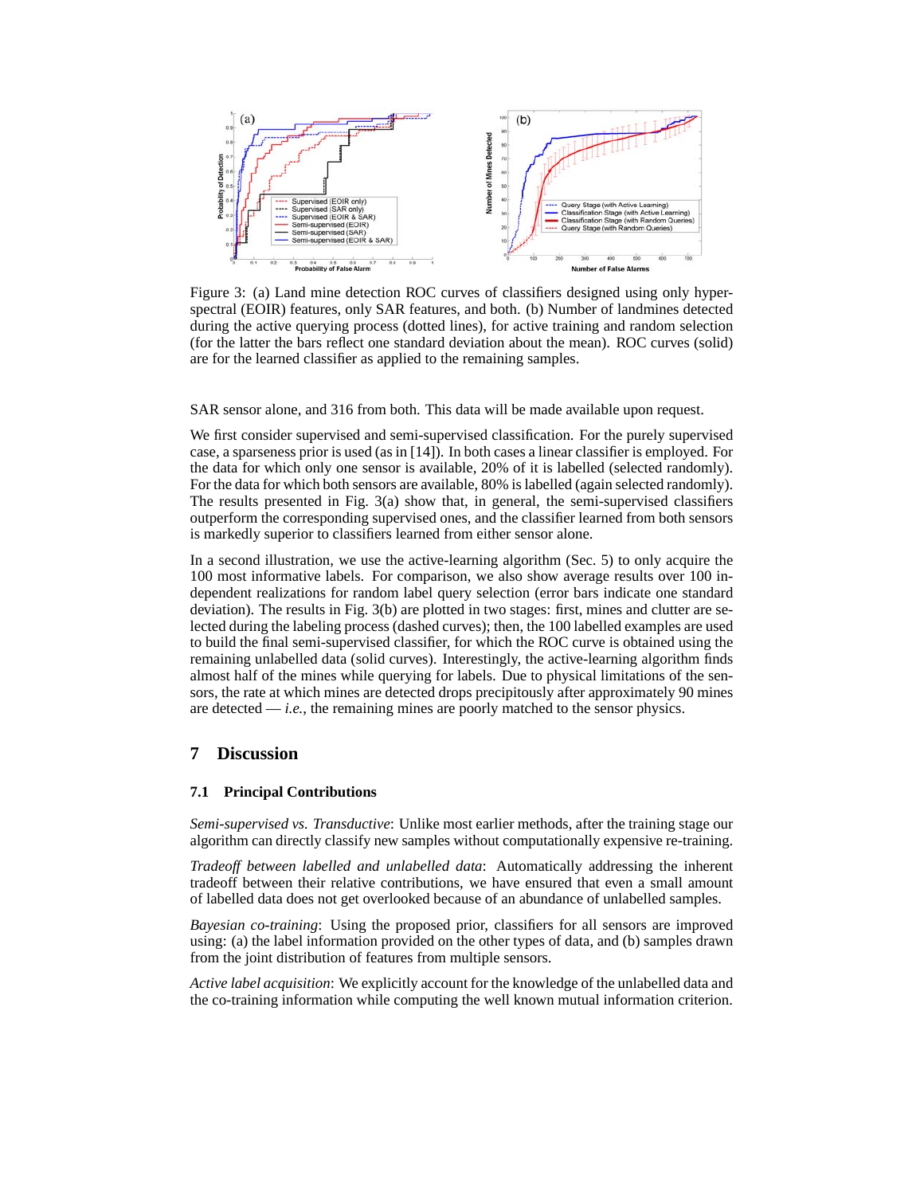Figure 3: (a) Land mine detection ROC curves of classifiers designed using only hyperspectral (EOIR) features, only SAR features, and both. (b) Number of landmines detected during the active querying process (dotted lines), for active training and random selection (for the latter the bars reflect one standard deviation about the mean). ROC curves (solid) are for the learned classifier as applied to the remaining samples.

SAR sensor alone, and 316 from both. This data will be made available upon request.

We first consider supervised and semi-supervised classification. For the purely supervised case, a sparseness prior is used (as in [14]). In both cases a linear classifier is employed. For the data for which only one sensor is available, 20% of it is labelled (selected randomly). For the data for which both sensors are available, 80% is labelled (again selected randomly). The results presented in Fig. 3(a) show that, in general, the semi-supervised classifiers outperform the corresponding supervised ones, and the classifier learned from both sensors is markedly superior to classifiers learned from either sensor alone.

In a second illustration, we use the active-learning algorithm (Sec. 5) to only acquire the 100 most informative labels. For comparison, we also show average results over 100 independent realizations for random label query selection (error bars indicate one standard deviation). The results in Fig. 3(b) are plotted in two stages: first, mines and clutter are selected during the labeling process (dashed curves); then, the 100 labelled examples are used to build the final semi-supervised classifier, for which the ROC curve is obtained using the remaining unlabelled data (solid curves). Interestingly, the active-learning algorithm finds almost half of the mines while querying for labels. Due to physical limitations of the sensors, the rate at which mines are detected drops precipitously after approximately 90 mines are detected — *i.e.*, the remaining mines are poorly matched to the sensor physics.

# 7 Discussion

## 7.1 Principal Contributions

*Semi-supervised vs. Transductive*: Unlike most earlier methods, after the training stage our algorithm can directly classify new samples without computationally expensive re-training.

*Tradeoff between labelled and unlabelled data*: Automatically addressing the inherent tradeoff between their relative contributions, we have ensured that even a small amount of labelled data does not get overlooked because of an abundance of unlabelled samples.

*Bayesian co-training*: Using the proposed prior, classifiers for all sensors are improved using: (a) the label information provided on the other types of data, and (b) samples drawn from the joint distribution of features from multiple sensors.

*Active label acquisition*: We explicitly account for the knowledge of the unlabelled data and the co-training information while computing the well known mutual information criterion.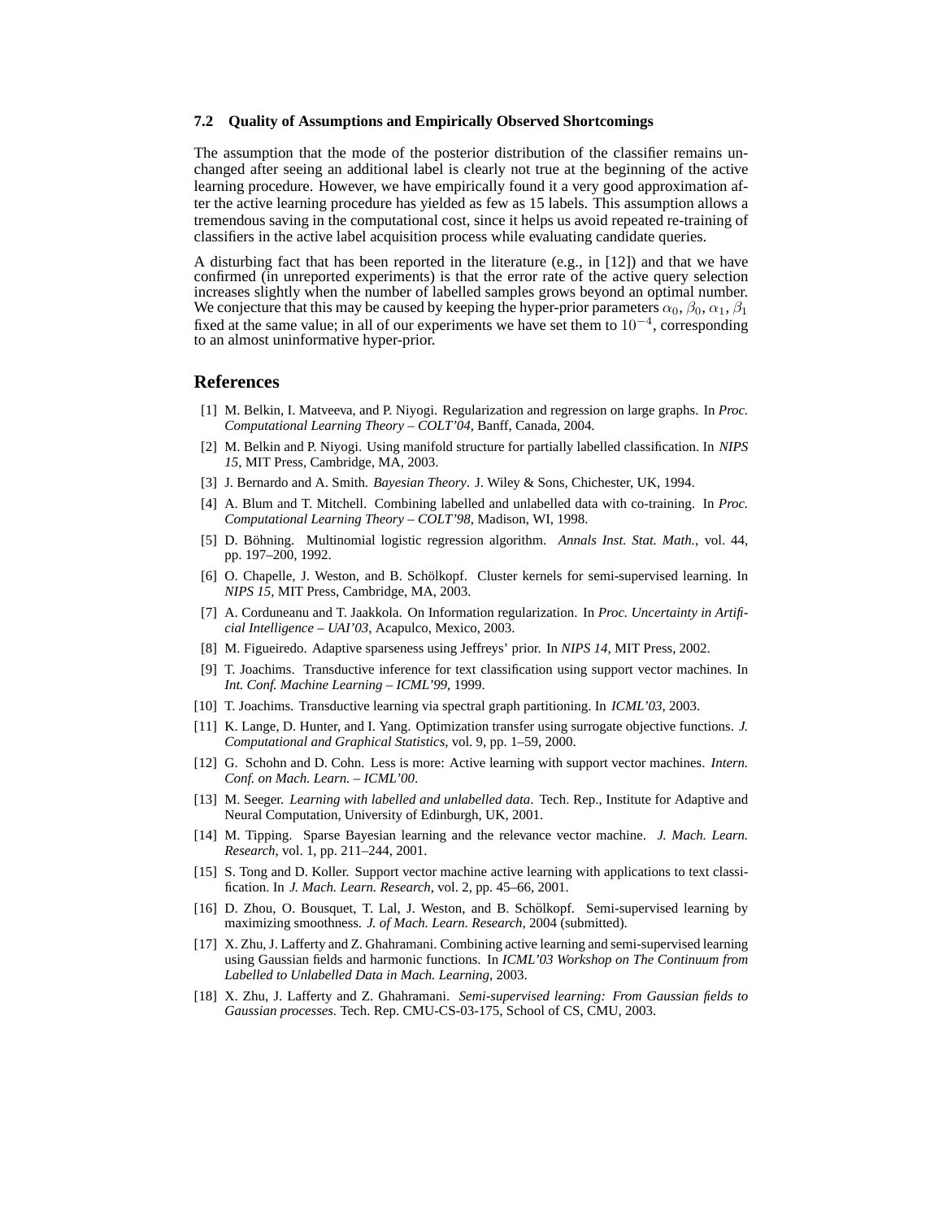### 7.2 Quality of Assumptions and Empirically Observed Shortcomings

The assumption that the mode of the posterior distribution of the classifier remains unchanged after seeing an additional label is clearly not true at the beginning of the active learning procedure. However, we have empirically found it a very good approximation after the active learning procedure has yielded as few as 15 labels. This assumption allows a tremendous saving in the computational cost, since it helps us avoid repeated re-training of classifiers in the active label acquisition process while evaluating candidate queries.

A disturbing fact that has been reported in the literature (e.g., in [12]) and that we have confirmed (in unreported experiments) is that the error rate of the active query selection increases slightly when the number of labelled samples grows beyond an optimal number. We conjecture that this may be caused by keeping the hyper-prior parameters $\alpha_0, \beta_0, \alpha_1, \beta_1$ fixed at the same value; in all of our experiments we have set them to $10^{-4}$, corresponding to an almost uninformative hyper-prior.

## References

[1] M. Belkin, I. Matveeva, and P. Niyogi. Regularization and regression on large graphs. In *Proc. Computational Learning Theory – COLT'04*, Banff, Canada, 2004.

[2] M. Belkin and P. Niyogi. Using manifold structure for partially labelled classification. In *NIPS 15*, MIT Press, Cambridge, MA, 2003.

[3] J. Bernardo and A. Smith. *Bayesian Theory*. J. Wiley & Sons, Chichester, UK, 1994.

[4] A. Blum and T. Mitchell. Combining labelled and unlabelled data with co-training. In *Proc. Computational Learning Theory – COLT'98*, Madison, WI, 1998.

[5] D. Böhning. Multinomial logistic regression algorithm. *Annals Inst. Stat. Math.*, vol. 44, pp. 197–200, 1992.

[6] O. Chapelle, J. Weston, and B. Schölkopf. Cluster kernels for semi-supervised learning. In *NIPS 15*, MIT Press, Cambridge, MA, 2003.

[7] A. Corduneanu and T. Jaakkola. On Information regularization. In *Proc. Uncertainty in Artificial Intelligence – UAI'03*, Acapulco, Mexico, 2003.

[8] M. Figueiredo. Adaptive sparseness using Jeffreys' prior. In *NIPS 14*, MIT Press, 2002.

[9] T. Joachims. Transductive inference for text classification using support vector machines. In *Int. Conf. Machine Learning – ICML'99*, 1999.

[10] T. Joachims. Transductive learning via spectral graph partitioning. In *ICML'03*, 2003.

[11] K. Lange, D. Hunter, and I. Yang. Optimization transfer using surrogate objective functions. *J. Computational and Graphical Statistics*, vol. 9, pp. 1–59, 2000.

[12] G. Schohn and D. Cohn. Less is more: Active learning with support vector machines. *Intern. Conf. on Mach. Learn. – ICML'00*.

[13] M. Seeger. *Learning with labelled and unlabelled data*. Tech. Rep., Institute for Adaptive and Neural Computation, University of Edinburgh, UK, 2001.

[14] M. Tipping. Sparse Bayesian learning and the relevance vector machine. *J. Mach. Learn. Research*, vol. 1, pp. 211–244, 2001.

[15] S. Tong and D. Koller. Support vector machine active learning with applications to text classification. In *J. Mach. Learn. Research*, vol. 2, pp. 45–66, 2001.

[16] D. Zhou, O. Bousquet, T. Lal, J. Weston, and B. Schölkopf. Semi-supervised learning by maximizing smoothness. *J. of Mach. Learn. Research*, 2004 (submitted).

[17] X. Zhu, J. Lafferty and Z. Ghahramani. Combining active learning and semi-supervised learning using Gaussian fields and harmonic functions. In *ICML'03 Workshop on The Continuum from Labelled to Unlabelled Data in Mach. Learning*, 2003.

[18] X. Zhu, J. Lafferty and Z. Ghahramani. *Semi-supervised learning: From Gaussian fields to Gaussian processes.* Tech. Rep. CMU-CS-03-175, School of CS, CMU, 2003.